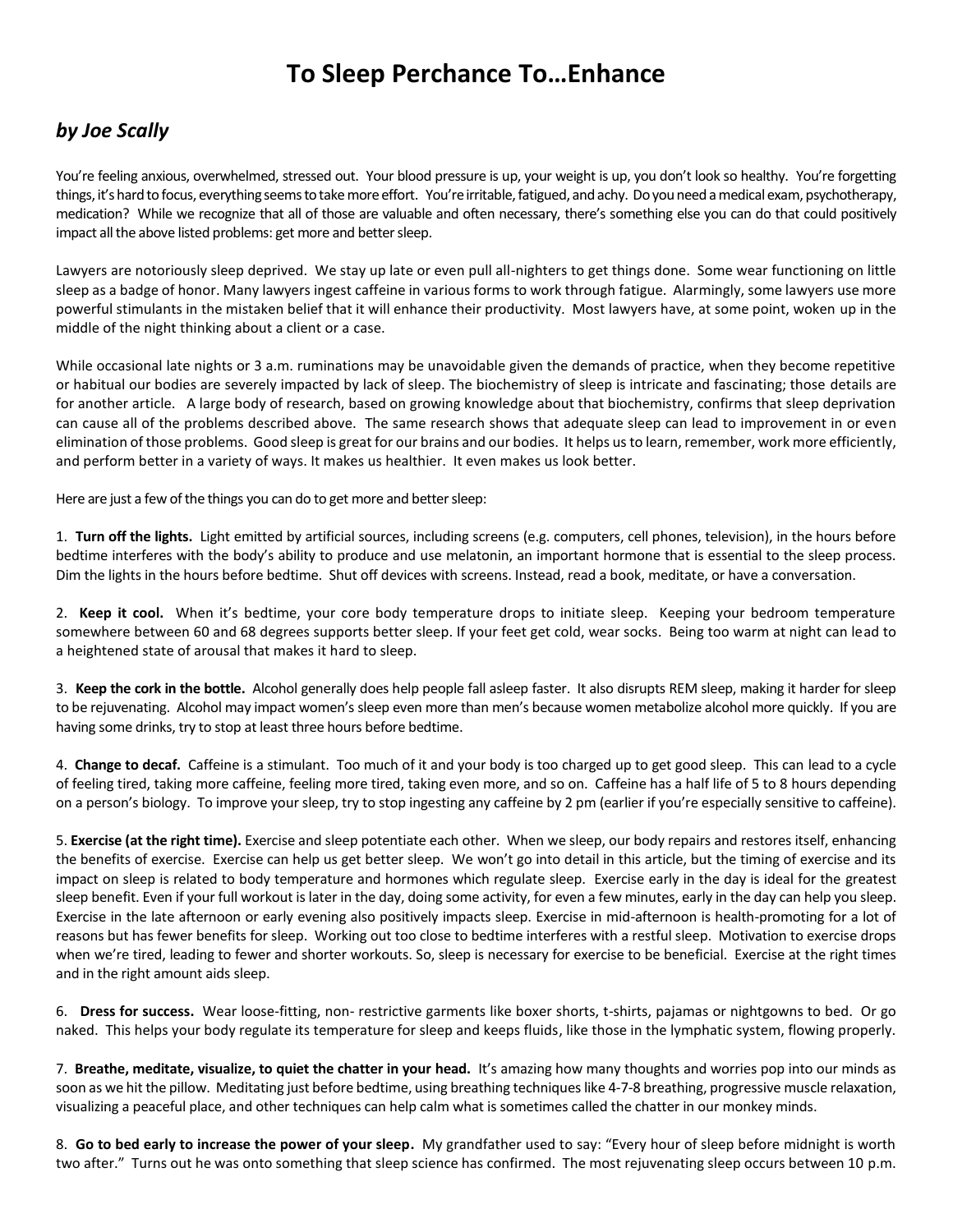# To Sleep Perchance To…Enhance

## *by Joe Scally*

You're feeling anxious, overwhelmed, stressed out. Your blood pressure is up, your weight is up, you don't look so healthy. You're forgetting things, it's hard to focus, everything seems to take more effort. You're irritable, fatigued, and achy. Do you need a medical exam, psychotherapy, medication? While we recognize that all of those are valuable and often necessary, there's something else you can do that could positively impact all the above listed problems: get more and better sleep.

Lawyers are notoriously sleep deprived. We stay up late or even pull all-nighters to get things done. Some wear functioning on little sleep as a badge of honor. Many lawyers ingest caffeine in various forms to work through fatigue. Alarmingly, some lawyers use more powerful stimulants in the mistaken belief that it will enhance their productivity. Most lawyers have, at some point, woken up in the middle of the night thinking about a client or a case.

While occasional late nights or 3 a.m. ruminations may be unavoidable given the demands of practice, when they become repetitive or habitual our bodies are severely impacted by lack of sleep. The biochemistry of sleep is intricate and fascinating; those details are for another article. A large body of research, based on growing knowledge about that biochemistry, confirms that sleep deprivation can cause all of the problems described above. The same research shows that adequate sleep can lead to improvement in or even elimination of those problems. Good sleep is great for our brains and our bodies. It helps us to learn, remember, work more efficiently, and perform better in a variety of ways. It makes us healthier. It even makes us look better.

Here are just a few of the things you can do to get more and better sleep:

1. **Turn off the lights.** Light emitted by artificial sources, including screens (e.g. computers, cell phones, television), in the hours before bedtime interferes with the body's ability to produce and use melatonin, an important hormone that is essential to the sleep process. Dim the lights in the hours before bedtime. Shut off devices with screens. Instead, read a book, meditate, or have a conversation.

2. **Keep it cool.** When it's bedtime, your core body temperature drops to initiate sleep. Keeping your bedroom temperature somewhere between 60 and 68 degrees supports better sleep. If your feet get cold, wear socks. Being too warm at night can lead to a heightened state of arousal that makes it hard to sleep.

3. **Keep the cork in the bottle.** Alcohol generally does help people fall asleep faster. It also disrupts REM sleep, making it harder for sleep to be rejuvenating. Alcohol may impact women's sleep even more than men's because women metabolize alcohol more quickly. If you are having some drinks, try to stop at least three hours before bedtime.

4. **Change to decaf.** Caffeine is a stimulant. Too much of it and your body is too charged up to get good sleep. This can lead to a cycle of feeling tired, taking more caffeine, feeling more tired, taking even more, and so on. Caffeine has a half life of 5 to 8 hours depending on a person's biology. To improve your sleep, try to stop ingesting any caffeine by 2 pm (earlier if you're especially sensitive to caffeine).

5. **Exercise (at the right time).** Exercise and sleep potentiate each other. When we sleep, our body repairs and restores itself, enhancing the benefits of exercise. Exercise can help us get better sleep. We won't go into detail in this article, but the timing of exercise and its impact on sleep is related to body temperature and hormones which regulate sleep. Exercise early in the day is ideal for the greatest sleep benefit. Even if your full workout is later in the day, doing some activity, for even a few minutes, early in the day can help you sleep. Exercise in the late afternoon or early evening also positively impacts sleep. Exercise in mid-afternoon is health-promoting for a lot of reasons but has fewer benefits for sleep. Working out too close to bedtime interferes with a restful sleep. Motivation to exercise drops when we're tired, leading to fewer and shorter workouts. So, sleep is necessary for exercise to be beneficial. Exercise at the right times and in the right amount aids sleep.

6. **Dress for success.** Wear loose-fitting, non- restrictive garments like boxer shorts, t-shirts, pajamas or nightgowns to bed. Or go naked. This helps your body regulate its temperature for sleep and keeps fluids, like those in the lymphatic system, flowing properly.

7. **Breathe, meditate, visualize, to quiet the chatter in your head.** It's amazing how many thoughts and worries pop into our minds as soon as we hit the pillow. Meditating just before bedtime, using breathing techniques like 4-7-8 breathing, progressive muscle relaxation, visualizing a peaceful place, and other techniques can help calm what is sometimes called the chatter in our monkey minds.

8. **Go to bed early to increase the power of your sleep.** My grandfather used to say: "Every hour of sleep before midnight is worth two after." Turns out he was onto something that sleep science has confirmed. The most rejuvenating sleep occurs between 10 p.m.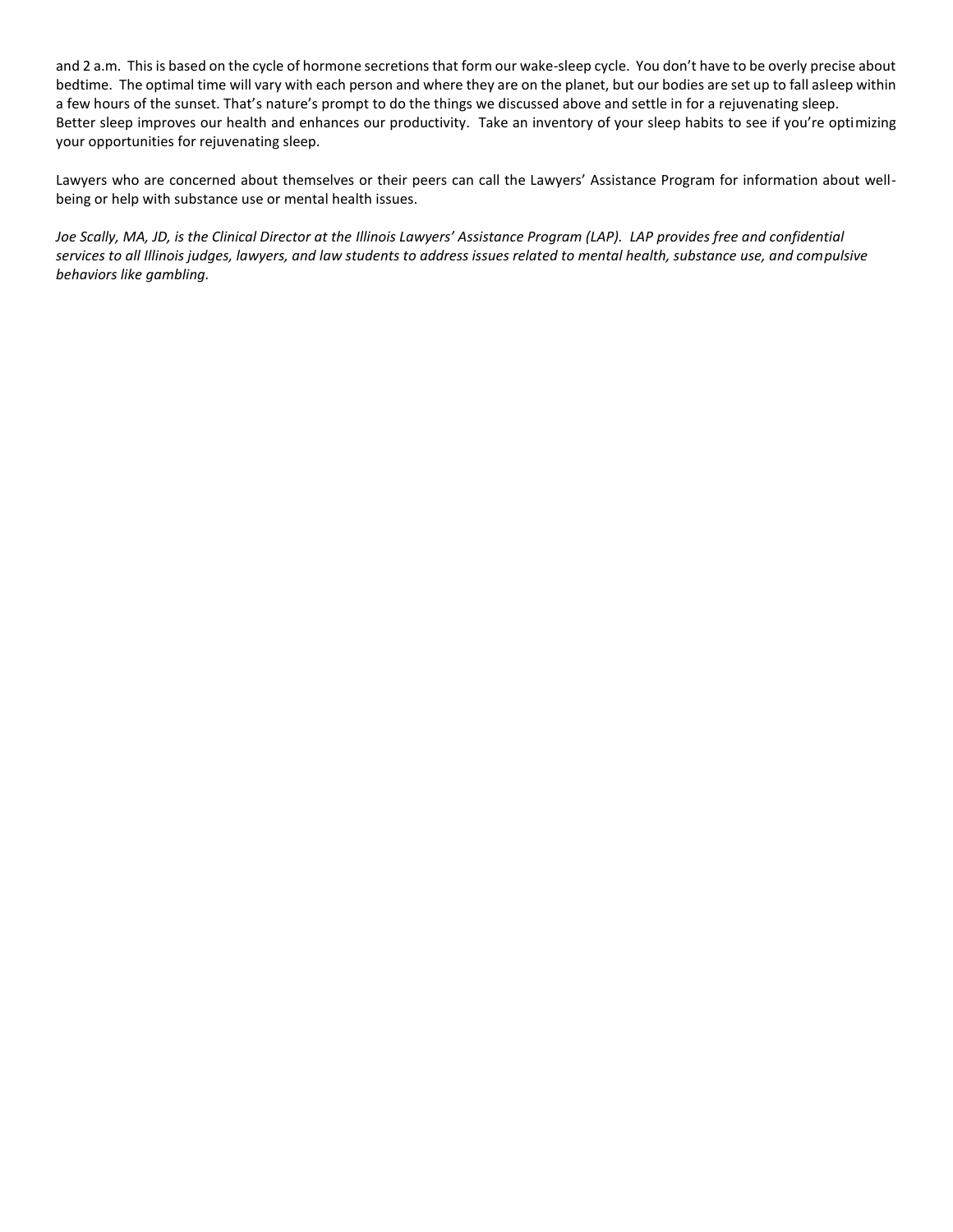and 2 a.m. This is based on the cycle of hormone secretions that form our wake-sleep cycle. You don't have to be overly precise about bedtime. The optimal time will vary with each person and where they are on the planet, but our bodies are set up to fall asleep within a few hours of the sunset. That's nature's prompt to do the things we discussed above and settle in for a rejuvenating sleep.
Better sleep improves our health and enhances our productivity. Take an inventory of your sleep habits to see if you're optimizing your opportunities for rejuvenating sleep.

Lawyers who are concerned about themselves or their peers can call the Lawyers' Assistance Program for information about well-being or help with substance use or mental health issues.

*Joe Scally, MA, JD, is the Clinical Director at the Illinois Lawyers' Assistance Program (LAP). LAP provides free and confidential services to all Illinois judges, lawyers, and law students to address issues related to mental health, substance use, and compulsive behaviors like gambling.*